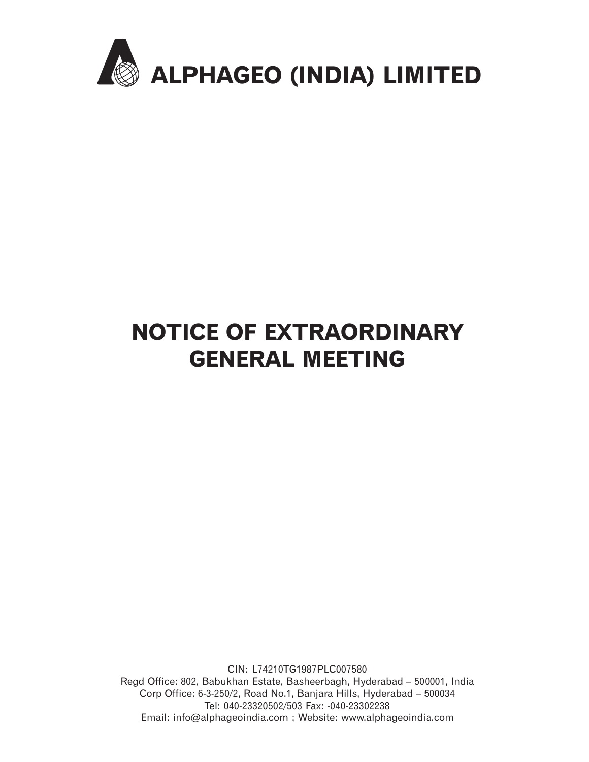# ALPHAGEO (INDIA) LIMITED

# NOTICE OF EXTRAORDINARY GENERAL MEETING

CIN: L74210TG1987PLC007580

Regd Office: 802, Babukhan Estate, Basheerbagh, Hyderabad – 500001, India

Corp Office: 6-3-250/2, Road No.1, Banjara Hills, Hyderabad – 500034

Tel: 040-23320502/503 Fax: -040-23302238

Email: info@alphageoindia.com ; Website: www.alphageoindia.com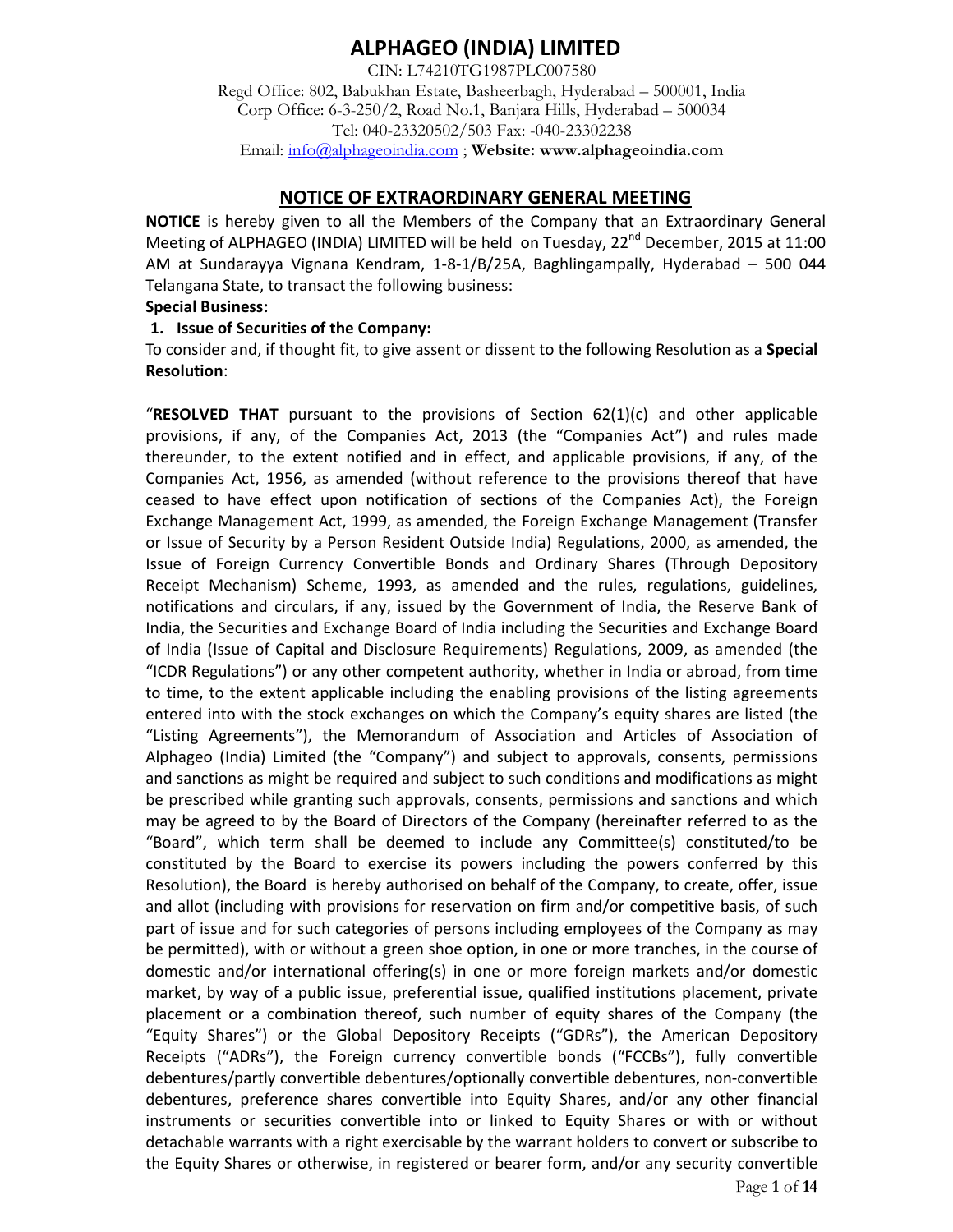# ALPHAGEO (INDIA) LIMITED

CIN: L74210TG1987PLC007580

Regd Office: 802, Babukhan Estate, Basheerbagh, Hyderabad – 500001, India

Corp Office: 6-3-250/2, Road No.1, Banjara Hills, Hyderabad – 500034

Tel: 040-23320502/503 Fax: -040-23302238

Email: info@alphageoindia.com ; **Website: www.alphageoindia.com**

## NOTICE OF EXTRAORDINARY GENERAL MEETING

**NOTICE** is hereby given to all the Members of the Company that an Extraordinary General Meeting of ALPHAGEO (INDIA) LIMITED will be held on Tuesday, 22nd December, 2015 at 11:00 AM at Sundarayya Vignana Kendram, 1-8-1/B/25A, Baghlingampally, Hyderabad – 500 044 Telangana State, to transact the following business:

**Special Business:**

**1. Issue of Securities of the Company:**

To consider and, if thought fit, to give assent or dissent to the following Resolution as a **Special Resolution**:

"**RESOLVED THAT** pursuant to the provisions of Section 62(1)(c) and other applicable provisions, if any, of the Companies Act, 2013 (the "Companies Act") and rules made thereunder, to the extent notified and in effect, and applicable provisions, if any, of the Companies Act, 1956, as amended (without reference to the provisions thereof that have ceased to have effect upon notification of sections of the Companies Act), the Foreign Exchange Management Act, 1999, as amended, the Foreign Exchange Management (Transfer or Issue of Security by a Person Resident Outside India) Regulations, 2000, as amended, the Issue of Foreign Currency Convertible Bonds and Ordinary Shares (Through Depository Receipt Mechanism) Scheme, 1993, as amended and the rules, regulations, guidelines, notifications and circulars, if any, issued by the Government of India, the Reserve Bank of India, the Securities and Exchange Board of India including the Securities and Exchange Board of India (Issue of Capital and Disclosure Requirements) Regulations, 2009, as amended (the "ICDR Regulations") or any other competent authority, whether in India or abroad, from time to time, to the extent applicable including the enabling provisions of the listing agreements entered into with the stock exchanges on which the Company's equity shares are listed (the "Listing Agreements"), the Memorandum of Association and Articles of Association of Alphageo (India) Limited (the "Company") and subject to approvals, consents, permissions and sanctions as might be required and subject to such conditions and modifications as might be prescribed while granting such approvals, consents, permissions and sanctions and which may be agreed to by the Board of Directors of the Company (hereinafter referred to as the "Board", which term shall be deemed to include any Committee(s) constituted/to be constituted by the Board to exercise its powers including the powers conferred by this Resolution), the Board is hereby authorised on behalf of the Company, to create, offer, issue and allot (including with provisions for reservation on firm and/or competitive basis, of such part of issue and for such categories of persons including employees of the Company as may be permitted), with or without a green shoe option, in one or more tranches, in the course of domestic and/or international offering(s) in one or more foreign markets and/or domestic market, by way of a public issue, preferential issue, qualified institutions placement, private placement or a combination thereof, such number of equity shares of the Company (the "Equity Shares") or the Global Depository Receipts ("GDRs"), the American Depository Receipts ("ADRs"), the Foreign currency convertible bonds ("FCCBs"), fully convertible debentures/partly convertible debentures/optionally convertible debentures, non-convertible debentures, preference shares convertible into Equity Shares, and/or any other financial instruments or securities convertible into or linked to Equity Shares or with or without detachable warrants with a right exercisable by the warrant holders to convert or subscribe to the Equity Shares or otherwise, in registered or bearer form, and/or any security convertible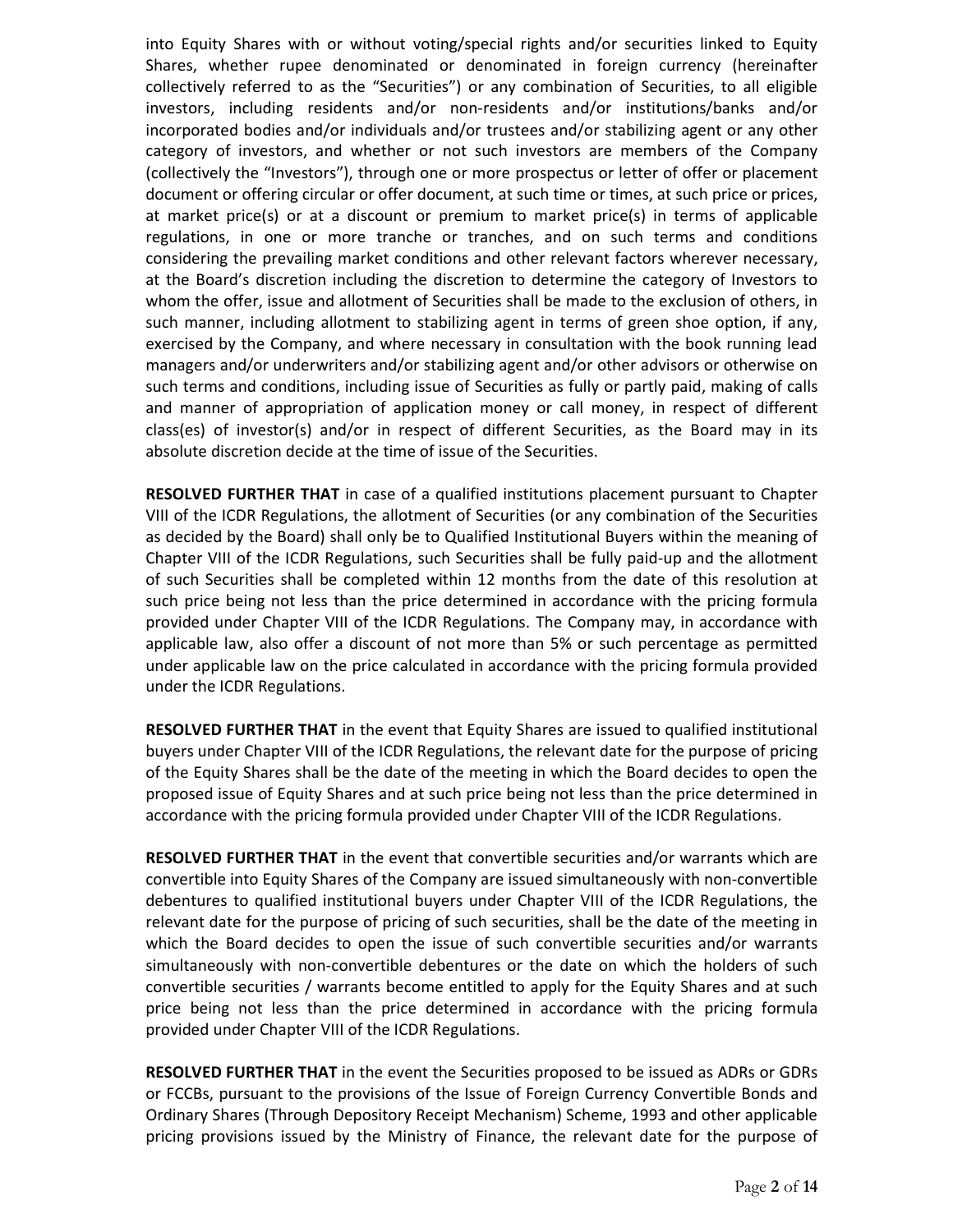into Equity Shares with or without voting/special rights and/or securities linked to Equity Shares, whether rupee denominated or denominated in foreign currency (hereinafter collectively referred to as the "Securities") or any combination of Securities, to all eligible investors, including residents and/or non-residents and/or institutions/banks and/or incorporated bodies and/or individuals and/or trustees and/or stabilizing agent or any other category of investors, and whether or not such investors are members of the Company (collectively the "Investors"), through one or more prospectus or letter of offer or placement document or offering circular or offer document, at such time or times, at such price or prices, at market price(s) or at a discount or premium to market price(s) in terms of applicable regulations, in one or more tranche or tranches, and on such terms and conditions considering the prevailing market conditions and other relevant factors wherever necessary, at the Board's discretion including the discretion to determine the category of Investors to whom the offer, issue and allotment of Securities shall be made to the exclusion of others, in such manner, including allotment to stabilizing agent in terms of green shoe option, if any, exercised by the Company, and where necessary in consultation with the book running lead managers and/or underwriters and/or stabilizing agent and/or other advisors or otherwise on such terms and conditions, including issue of Securities as fully or partly paid, making of calls and manner of appropriation of application money or call money, in respect of different class(es) of investor(s) and/or in respect of different Securities, as the Board may in its absolute discretion decide at the time of issue of the Securities.

**RESOLVED FURTHER THAT** in case of a qualified institutions placement pursuant to Chapter VIII of the ICDR Regulations, the allotment of Securities (or any combination of the Securities as decided by the Board) shall only be to Qualified Institutional Buyers within the meaning of Chapter VIII of the ICDR Regulations, such Securities shall be fully paid-up and the allotment of such Securities shall be completed within 12 months from the date of this resolution at such price being not less than the price determined in accordance with the pricing formula provided under Chapter VIII of the ICDR Regulations. The Company may, in accordance with applicable law, also offer a discount of not more than 5% or such percentage as permitted under applicable law on the price calculated in accordance with the pricing formula provided under the ICDR Regulations.

**RESOLVED FURTHER THAT** in the event that Equity Shares are issued to qualified institutional buyers under Chapter VIII of the ICDR Regulations, the relevant date for the purpose of pricing of the Equity Shares shall be the date of the meeting in which the Board decides to open the proposed issue of Equity Shares and at such price being not less than the price determined in accordance with the pricing formula provided under Chapter VIII of the ICDR Regulations.

**RESOLVED FURTHER THAT** in the event that convertible securities and/or warrants which are convertible into Equity Shares of the Company are issued simultaneously with non-convertible debentures to qualified institutional buyers under Chapter VIII of the ICDR Regulations, the relevant date for the purpose of pricing of such securities, shall be the date of the meeting in which the Board decides to open the issue of such convertible securities and/or warrants simultaneously with non-convertible debentures or the date on which the holders of such convertible securities / warrants become entitled to apply for the Equity Shares and at such price being not less than the price determined in accordance with the pricing formula provided under Chapter VIII of the ICDR Regulations.

**RESOLVED FURTHER THAT** in the event the Securities proposed to be issued as ADRs or GDRs or FCCBs, pursuant to the provisions of the Issue of Foreign Currency Convertible Bonds and Ordinary Shares (Through Depository Receipt Mechanism) Scheme, 1993 and other applicable pricing provisions issued by the Ministry of Finance, the relevant date for the purpose of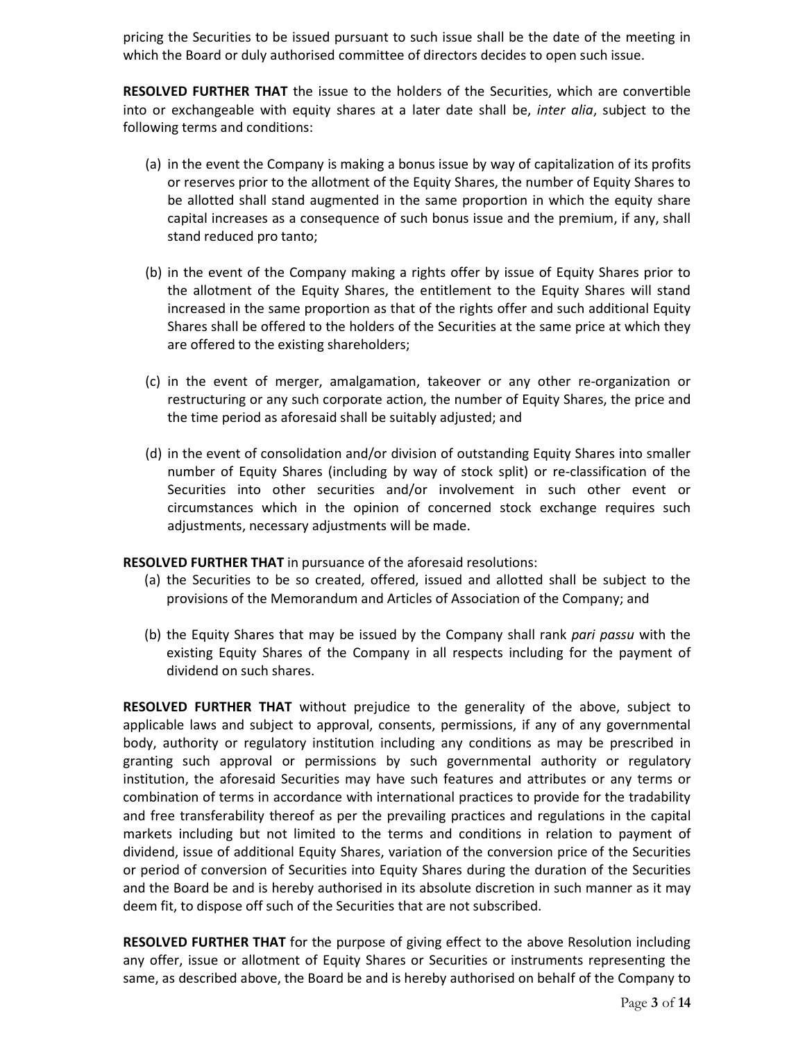pricing the Securities to be issued pursuant to such issue shall be the date of the meeting in which the Board or duly authorised committee of directors decides to open such issue.

**RESOLVED FURTHER THAT** the issue to the holders of the Securities, which are convertible into or exchangeable with equity shares at a later date shall be, *inter alia*, subject to the following terms and conditions:

(a) in the event the Company is making a bonus issue by way of capitalization of its profits or reserves prior to the allotment of the Equity Shares, the number of Equity Shares to be allotted shall stand augmented in the same proportion in which the equity share capital increases as a consequence of such bonus issue and the premium, if any, shall stand reduced pro tanto;

(b) in the event of the Company making a rights offer by issue of Equity Shares prior to the allotment of the Equity Shares, the entitlement to the Equity Shares will stand increased in the same proportion as that of the rights offer and such additional Equity Shares shall be offered to the holders of the Securities at the same price at which they are offered to the existing shareholders;

(c) in the event of merger, amalgamation, takeover or any other re-organization or restructuring or any such corporate action, the number of Equity Shares, the price and the time period as aforesaid shall be suitably adjusted; and

(d) in the event of consolidation and/or division of outstanding Equity Shares into smaller number of Equity Shares (including by way of stock split) or re-classification of the Securities into other securities and/or involvement in such other event or circumstances which in the opinion of concerned stock exchange requires such adjustments, necessary adjustments will be made.

**RESOLVED FURTHER THAT** in pursuance of the aforesaid resolutions:

(a) the Securities to be so created, offered, issued and allotted shall be subject to the provisions of the Memorandum and Articles of Association of the Company; and

(b) the Equity Shares that may be issued by the Company shall rank *pari passu* with the existing Equity Shares of the Company in all respects including for the payment of dividend on such shares.

**RESOLVED FURTHER THAT** without prejudice to the generality of the above, subject to applicable laws and subject to approval, consents, permissions, if any of any governmental body, authority or regulatory institution including any conditions as may be prescribed in granting such approval or permissions by such governmental authority or regulatory institution, the aforesaid Securities may have such features and attributes or any terms or combination of terms in accordance with international practices to provide for the tradability and free transferability thereof as per the prevailing practices and regulations in the capital markets including but not limited to the terms and conditions in relation to payment of dividend, issue of additional Equity Shares, variation of the conversion price of the Securities or period of conversion of Securities into Equity Shares during the duration of the Securities and the Board be and is hereby authorised in its absolute discretion in such manner as it may deem fit, to dispose off such of the Securities that are not subscribed.

**RESOLVED FURTHER THAT** for the purpose of giving effect to the above Resolution including any offer, issue or allotment of Equity Shares or Securities or instruments representing the same, as described above, the Board be and is hereby authorised on behalf of the Company to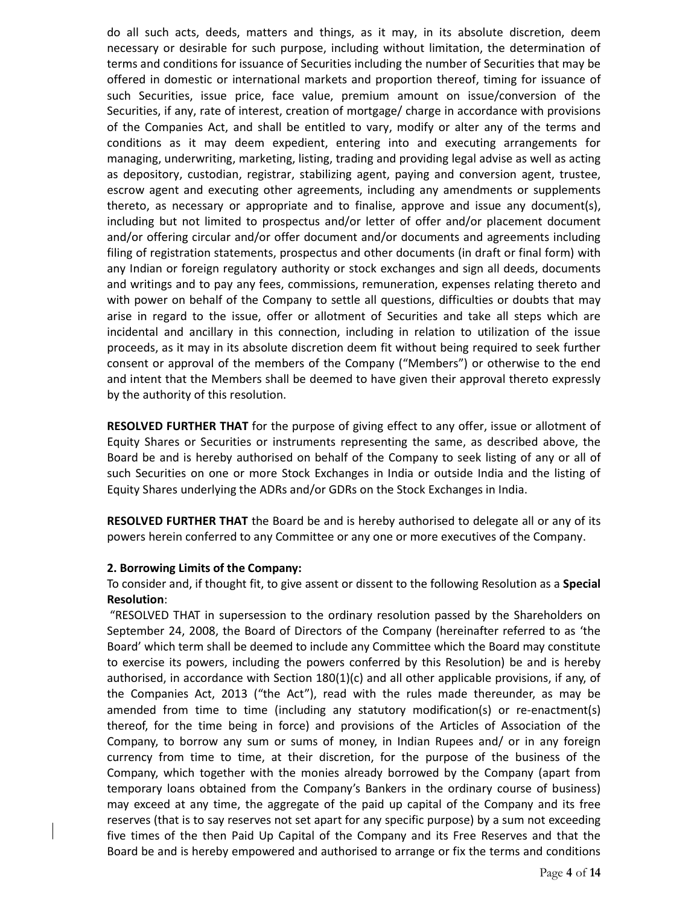do all such acts, deeds, matters and things, as it may, in its absolute discretion, deem necessary or desirable for such purpose, including without limitation, the determination of terms and conditions for issuance of Securities including the number of Securities that may be offered in domestic or international markets and proportion thereof, timing for issuance of such Securities, issue price, face value, premium amount on issue/conversion of the Securities, if any, rate of interest, creation of mortgage/ charge in accordance with provisions of the Companies Act, and shall be entitled to vary, modify or alter any of the terms and conditions as it may deem expedient, entering into and executing arrangements for managing, underwriting, marketing, listing, trading and providing legal advise as well as acting as depository, custodian, registrar, stabilizing agent, paying and conversion agent, trustee, escrow agent and executing other agreements, including any amendments or supplements thereto, as necessary or appropriate and to finalise, approve and issue any document(s), including but not limited to prospectus and/or letter of offer and/or placement document and/or offering circular and/or offer document and/or documents and agreements including filing of registration statements, prospectus and other documents (in draft or final form) with any Indian or foreign regulatory authority or stock exchanges and sign all deeds, documents and writings and to pay any fees, commissions, remuneration, expenses relating thereto and with power on behalf of the Company to settle all questions, difficulties or doubts that may arise in regard to the issue, offer or allotment of Securities and take all steps which are incidental and ancillary in this connection, including in relation to utilization of the issue proceeds, as it may in its absolute discretion deem fit without being required to seek further consent or approval of the members of the Company ("Members") or otherwise to the end and intent that the Members shall be deemed to have given their approval thereto expressly by the authority of this resolution.

**RESOLVED FURTHER THAT** for the purpose of giving effect to any offer, issue or allotment of Equity Shares or Securities or instruments representing the same, as described above, the Board be and is hereby authorised on behalf of the Company to seek listing of any or all of such Securities on one or more Stock Exchanges in India or outside India and the listing of Equity Shares underlying the ADRs and/or GDRs on the Stock Exchanges in India.

**RESOLVED FURTHER THAT** the Board be and is hereby authorised to delegate all or any of its powers herein conferred to any Committee or any one or more executives of the Company.

**2. Borrowing Limits of the Company:**

To consider and, if thought fit, to give assent or dissent to the following Resolution as a **Special Resolution**:

"RESOLVED THAT in supersession to the ordinary resolution passed by the Shareholders on September 24, 2008, the Board of Directors of the Company (hereinafter referred to as 'the Board' which term shall be deemed to include any Committee which the Board may constitute to exercise its powers, including the powers conferred by this Resolution) be and is hereby authorised, in accordance with Section 180(1)(c) and all other applicable provisions, if any, of the Companies Act, 2013 ("the Act"), read with the rules made thereunder, as may be amended from time to time (including any statutory modification(s) or re-enactment(s) thereof, for the time being in force) and provisions of the Articles of Association of the Company, to borrow any sum or sums of money, in Indian Rupees and/ or in any foreign currency from time to time, at their discretion, for the purpose of the business of the Company, which together with the monies already borrowed by the Company (apart from temporary loans obtained from the Company's Bankers in the ordinary course of business) may exceed at any time, the aggregate of the paid up capital of the Company and its free reserves (that is to say reserves not set apart for any specific purpose) by a sum not exceeding five times of the then Paid Up Capital of the Company and its Free Reserves and that the Board be and is hereby empowered and authorised to arrange or fix the terms and conditions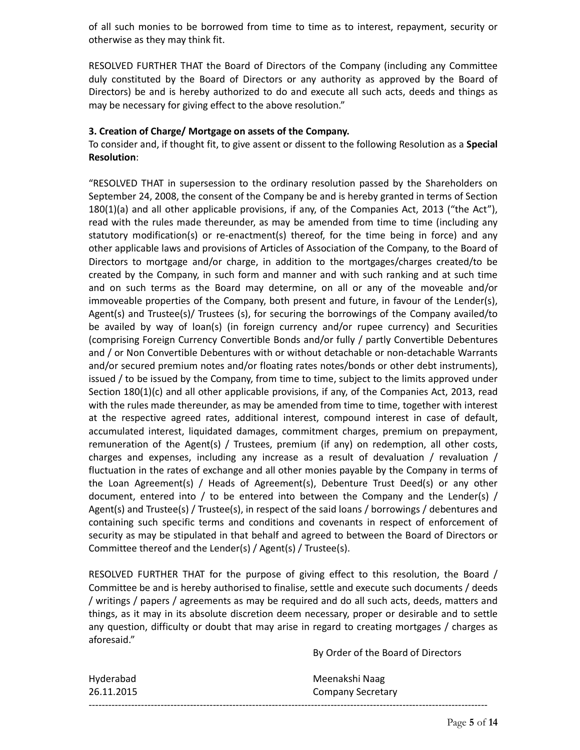of all such monies to be borrowed from time to time as to interest, repayment, security or otherwise as they may think fit.

RESOLVED FURTHER THAT the Board of Directors of the Company (including any Committee duly constituted by the Board of Directors or any authority as approved by the Board of Directors) be and is hereby authorized to do and execute all such acts, deeds and things as may be necessary for giving effect to the above resolution."

**3. Creation of Charge/ Mortgage on assets of the Company.**

To consider and, if thought fit, to give assent or dissent to the following Resolution as a **Special Resolution**:

"RESOLVED THAT in supersession to the ordinary resolution passed by the Shareholders on September 24, 2008, the consent of the Company be and is hereby granted in terms of Section 180(1)(a) and all other applicable provisions, if any, of the Companies Act, 2013 ("the Act"), read with the rules made thereunder, as may be amended from time to time (including any statutory modification(s) or re-enactment(s) thereof, for the time being in force) and any other applicable laws and provisions of Articles of Association of the Company, to the Board of Directors to mortgage and/or charge, in addition to the mortgages/charges created/to be created by the Company, in such form and manner and with such ranking and at such time and on such terms as the Board may determine, on all or any of the moveable and/or immoveable properties of the Company, both present and future, in favour of the Lender(s), Agent(s) and Trustee(s)/ Trustees (s), for securing the borrowings of the Company availed/to be availed by way of loan(s) (in foreign currency and/or rupee currency) and Securities (comprising Foreign Currency Convertible Bonds and/or fully / partly Convertible Debentures and / or Non Convertible Debentures with or without detachable or non-detachable Warrants and/or secured premium notes and/or floating rates notes/bonds or other debt instruments), issued / to be issued by the Company, from time to time, subject to the limits approved under Section 180(1)(c) and all other applicable provisions, if any, of the Companies Act, 2013, read with the rules made thereunder, as may be amended from time to time, together with interest at the respective agreed rates, additional interest, compound interest in case of default, accumulated interest, liquidated damages, commitment charges, premium on prepayment, remuneration of the Agent(s) / Trustees, premium (if any) on redemption, all other costs, charges and expenses, including any increase as a result of devaluation / revaluation / fluctuation in the rates of exchange and all other monies payable by the Company in terms of the Loan Agreement(s) / Heads of Agreement(s), Debenture Trust Deed(s) or any other document, entered into / to be entered into between the Company and the Lender(s) / Agent(s) and Trustee(s) / Trustee(s), in respect of the said loans / borrowings / debentures and containing such specific terms and conditions and covenants in respect of enforcement of security as may be stipulated in that behalf and agreed to between the Board of Directors or Committee thereof and the Lender(s) / Agent(s) / Trustee(s).

RESOLVED FURTHER THAT for the purpose of giving effect to this resolution, the Board / Committee be and is hereby authorised to finalise, settle and execute such documents / deeds / writings / papers / agreements as may be required and do all such acts, deeds, matters and things, as it may in its absolute discretion deem necessary, proper or desirable and to settle any question, difficulty or doubt that may arise in regard to creating mortgages / charges as aforesaid."

By Order of the Board of Directors

Hyderabad
26.11.2015

Meenakshi Naag
Company Secretary

---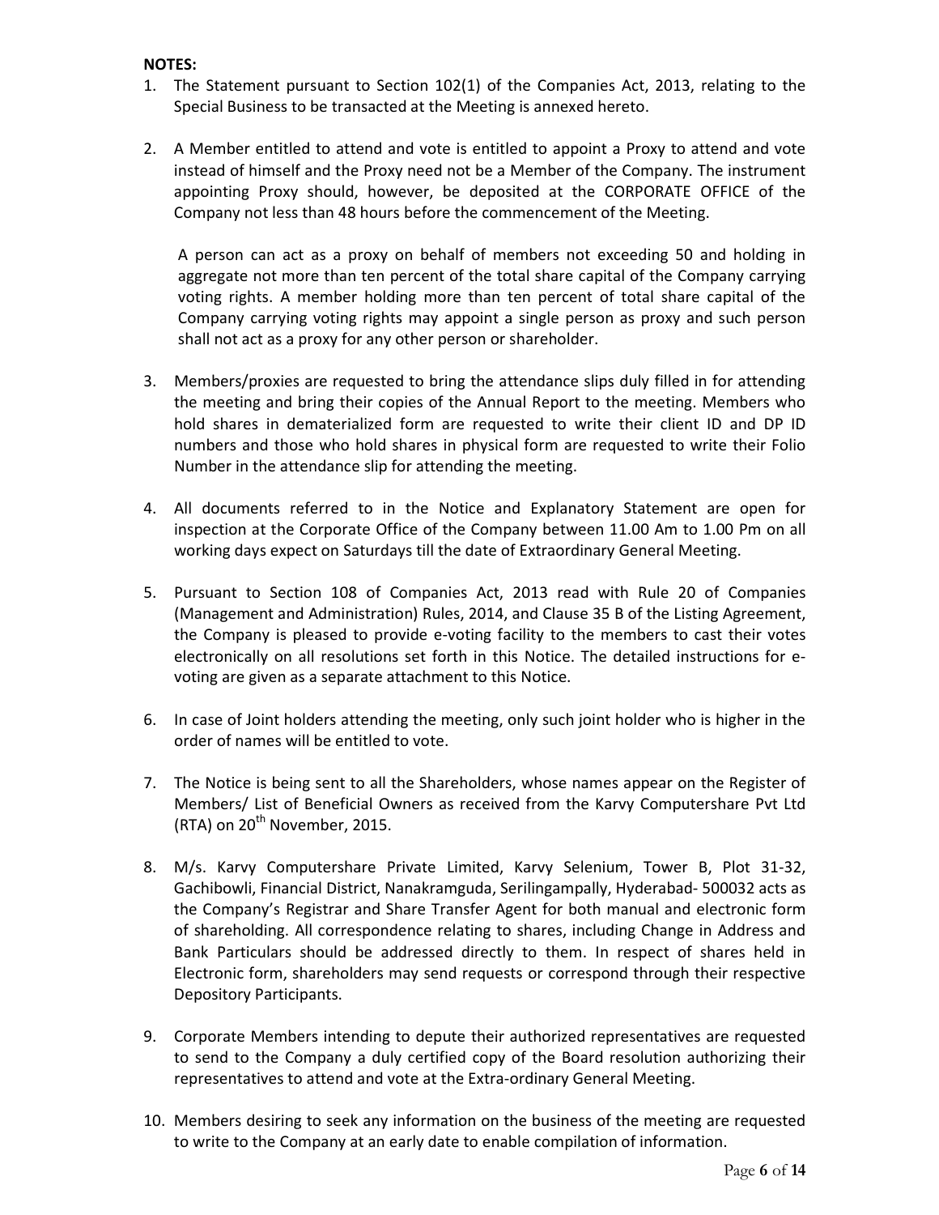**NOTES:**

1. The Statement pursuant to Section 102(1) of the Companies Act, 2013, relating to the Special Business to be transacted at the Meeting is annexed hereto.

2. A Member entitled to attend and vote is entitled to appoint a Proxy to attend and vote instead of himself and the Proxy need not be a Member of the Company. The instrument appointing Proxy should, however, be deposited at the CORPORATE OFFICE of the Company not less than 48 hours before the commencement of the Meeting.

   A person can act as a proxy on behalf of members not exceeding 50 and holding in aggregate not more than ten percent of the total share capital of the Company carrying voting rights. A member holding more than ten percent of total share capital of the Company carrying voting rights may appoint a single person as proxy and such person shall not act as a proxy for any other person or shareholder.

3. Members/proxies are requested to bring the attendance slips duly filled in for attending the meeting and bring their copies of the Annual Report to the meeting. Members who hold shares in dematerialized form are requested to write their client ID and DP ID numbers and those who hold shares in physical form are requested to write their Folio Number in the attendance slip for attending the meeting.

4. All documents referred to in the Notice and Explanatory Statement are open for inspection at the Corporate Office of the Company between 11.00 Am to 1.00 Pm on all working days expect on Saturdays till the date of Extraordinary General Meeting.

5. Pursuant to Section 108 of Companies Act, 2013 read with Rule 20 of Companies (Management and Administration) Rules, 2014, and Clause 35 B of the Listing Agreement, the Company is pleased to provide e-voting facility to the members to cast their votes electronically on all resolutions set forth in this Notice. The detailed instructions for e-voting are given as a separate attachment to this Notice.

6. In case of Joint holders attending the meeting, only such joint holder who is higher in the order of names will be entitled to vote.

7. The Notice is being sent to all the Shareholders, whose names appear on the Register of Members/ List of Beneficial Owners as received from the Karvy Computershare Pvt Ltd (RTA) on 20th November, 2015.

8. M/s. Karvy Computershare Private Limited, Karvy Selenium, Tower B, Plot 31-32, Gachibowli, Financial District, Nanakramguda, Serilingampally, Hyderabad- 500032 acts as the Company's Registrar and Share Transfer Agent for both manual and electronic form of shareholding. All correspondence relating to shares, including Change in Address and Bank Particulars should be addressed directly to them. In respect of shares held in Electronic form, shareholders may send requests or correspond through their respective Depository Participants.

9. Corporate Members intending to depute their authorized representatives are requested to send to the Company a duly certified copy of the Board resolution authorizing their representatives to attend and vote at the Extra-ordinary General Meeting.

10. Members desiring to seek any information on the business of the meeting are requested to write to the Company at an early date to enable compilation of information.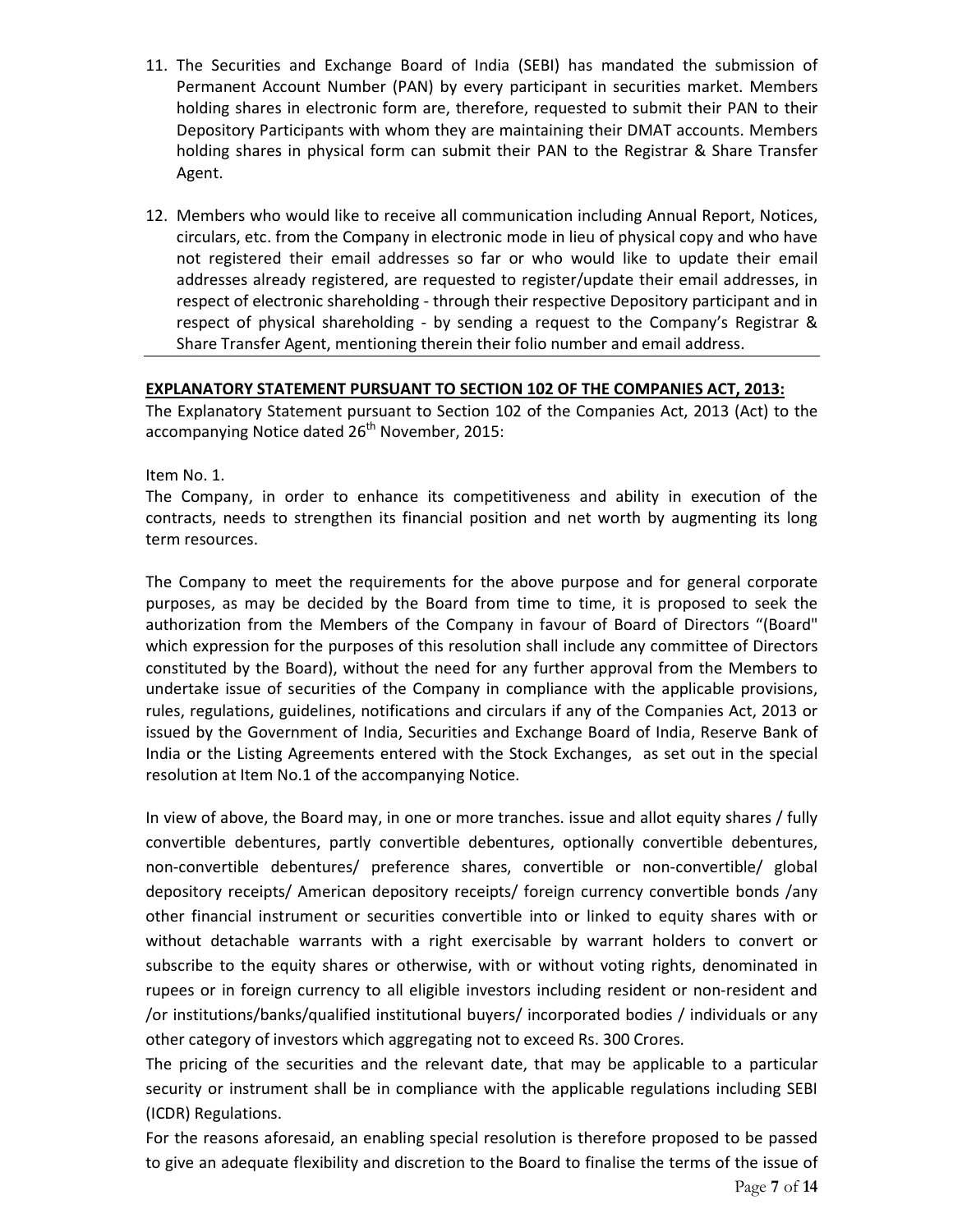11. The Securities and Exchange Board of India (SEBI) has mandated the submission of Permanent Account Number (PAN) by every participant in securities market. Members holding shares in electronic form are, therefore, requested to submit their PAN to their Depository Participants with whom they are maintaining their DMAT accounts. Members holding shares in physical form can submit their PAN to the Registrar & Share Transfer Agent.

12. Members who would like to receive all communication including Annual Report, Notices, circulars, etc. from the Company in electronic mode in lieu of physical copy and who have not registered their email addresses so far or who would like to update their email addresses already registered, are requested to register/update their email addresses, in respect of electronic shareholding - through their respective Depository participant and in respect of physical shareholding - by sending a request to the Company's Registrar & Share Transfer Agent, mentioning therein their folio number and email address.

**EXPLANATORY STATEMENT PURSUANT TO SECTION 102 OF THE COMPANIES ACT, 2013:**

The Explanatory Statement pursuant to Section 102 of the Companies Act, 2013 (Act) to the accompanying Notice dated 26th November, 2015:

Item No. 1.

The Company, in order to enhance its competitiveness and ability in execution of the contracts, needs to strengthen its financial position and net worth by augmenting its long term resources.

The Company to meet the requirements for the above purpose and for general corporate purposes, as may be decided by the Board from time to time, it is proposed to seek the authorization from the Members of the Company in favour of Board of Directors "(Board" which expression for the purposes of this resolution shall include any committee of Directors constituted by the Board), without the need for any further approval from the Members to undertake issue of securities of the Company in compliance with the applicable provisions, rules, regulations, guidelines, notifications and circulars if any of the Companies Act, 2013 or issued by the Government of India, Securities and Exchange Board of India, Reserve Bank of India or the Listing Agreements entered with the Stock Exchanges, as set out in the special resolution at Item No.1 of the accompanying Notice.

In view of above, the Board may, in one or more tranches. issue and allot equity shares / fully convertible debentures, partly convertible debentures, optionally convertible debentures, non-convertible debentures/ preference shares, convertible or non-convertible/ global depository receipts/ American depository receipts/ foreign currency convertible bonds /any other financial instrument or securities convertible into or linked to equity shares with or without detachable warrants with a right exercisable by warrant holders to convert or subscribe to the equity shares or otherwise, with or without voting rights, denominated in rupees or in foreign currency to all eligible investors including resident or non-resident and /or institutions/banks/qualified institutional buyers/ incorporated bodies / individuals or any other category of investors which aggregating not to exceed Rs. 300 Crores.

The pricing of the securities and the relevant date, that may be applicable to a particular security or instrument shall be in compliance with the applicable regulations including SEBI (ICDR) Regulations.

For the reasons aforesaid, an enabling special resolution is therefore proposed to be passed to give an adequate flexibility and discretion to the Board to finalise the terms of the issue of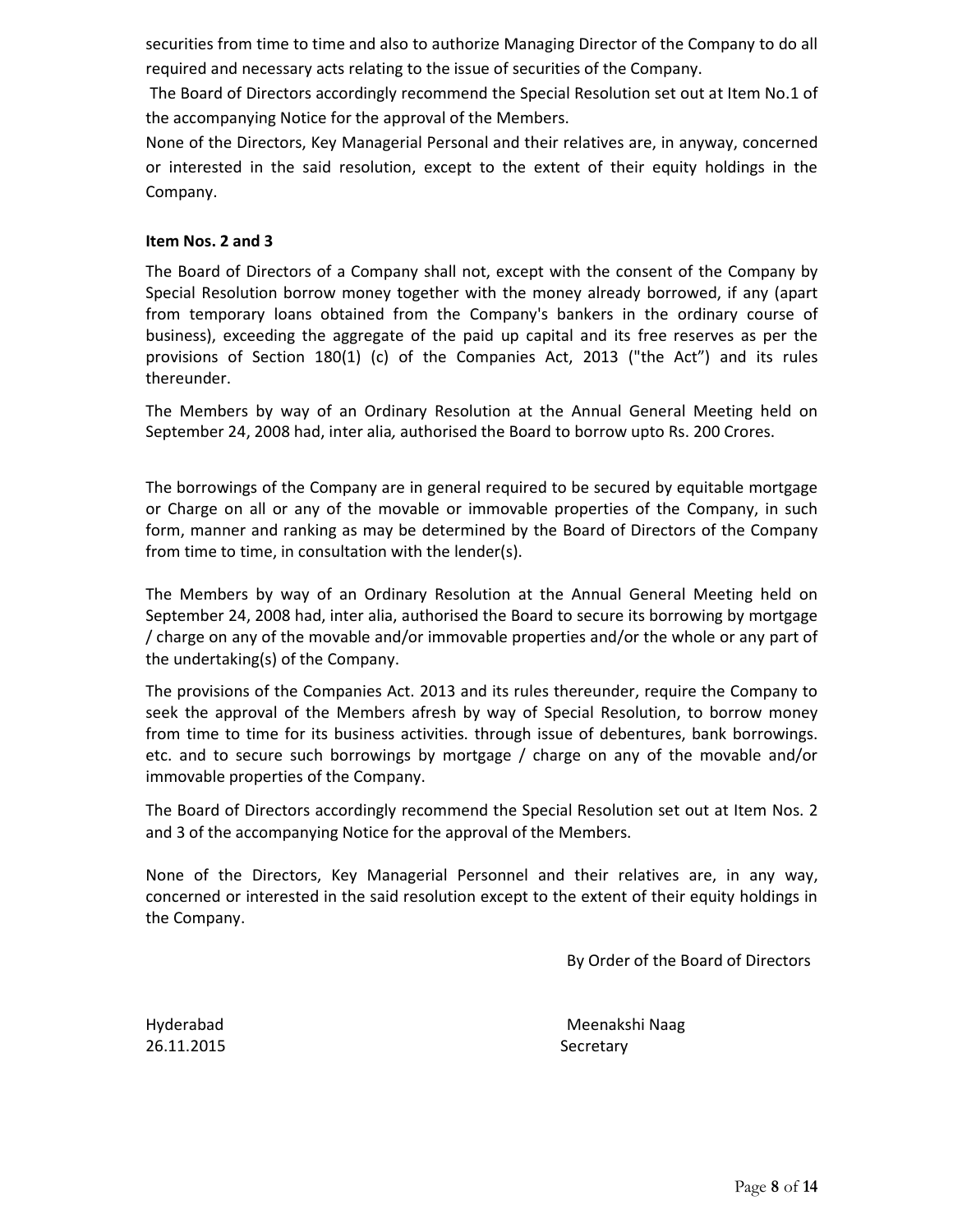securities from time to time and also to authorize Managing Director of the Company to do all required and necessary acts relating to the issue of securities of the Company.

The Board of Directors accordingly recommend the Special Resolution set out at Item No.1 of the accompanying Notice for the approval of the Members.

None of the Directors, Key Managerial Personal and their relatives are, in anyway, concerned or interested in the said resolution, except to the extent of their equity holdings in the Company.

**Item Nos. 2 and 3**

The Board of Directors of a Company shall not, except with the consent of the Company by Special Resolution borrow money together with the money already borrowed, if any (apart from temporary loans obtained from the Company's bankers in the ordinary course of business), exceeding the aggregate of the paid up capital and its free reserves as per the provisions of Section 180(1) (c) of the Companies Act, 2013 ("the Act") and its rules thereunder.

The Members by way of an Ordinary Resolution at the Annual General Meeting held on September 24, 2008 had, inter alia*,* authorised the Board to borrow upto Rs. 200 Crores.

The borrowings of the Company are in general required to be secured by equitable mortgage or Charge on all or any of the movable or immovable properties of the Company, in such form, manner and ranking as may be determined by the Board of Directors of the Company from time to time, in consultation with the lender(s).

The Members by way of an Ordinary Resolution at the Annual General Meeting held on September 24, 2008 had, inter alia, authorised the Board to secure its borrowing by mortgage / charge on any of the movable and/or immovable properties and/or the whole or any part of the undertaking(s) of the Company.

The provisions of the Companies Act. 2013 and its rules thereunder, require the Company to seek the approval of the Members afresh by way of Special Resolution, to borrow money from time to time for its business activities. through issue of debentures, bank borrowings. etc. and to secure such borrowings by mortgage / charge on any of the movable and/or immovable properties of the Company.

The Board of Directors accordingly recommend the Special Resolution set out at Item Nos. 2 and 3 of the accompanying Notice for the approval of the Members.

None of the Directors, Key Managerial Personnel and their relatives are, in any way, concerned or interested in the said resolution except to the extent of their equity holdings in the Company.

By Order of the Board of Directors

Hyderabad
26.11.2015

Meenakshi Naag
Secretary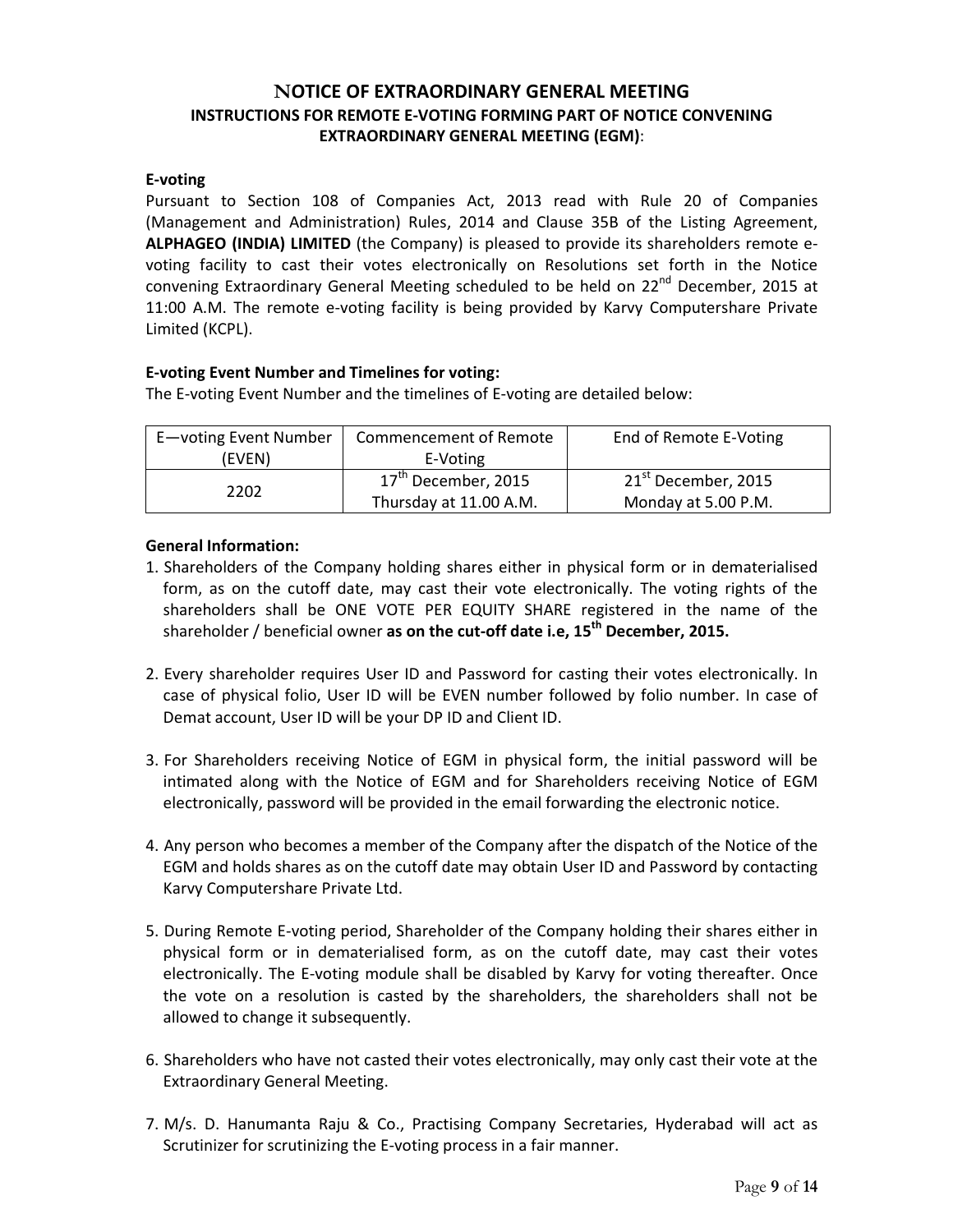# NOTICE OF EXTRAORDINARY GENERAL MEETING

## INSTRUCTIONS FOR REMOTE E-VOTING FORMING PART OF NOTICE CONVENING EXTRAORDINARY GENERAL MEETING (EGM):

**E-voting**

Pursuant to Section 108 of Companies Act, 2013 read with Rule 20 of Companies (Management and Administration) Rules, 2014 and Clause 35B of the Listing Agreement, **ALPHAGEO (INDIA) LIMITED** (the Company) is pleased to provide its shareholders remote e-voting facility to cast their votes electronically on Resolutions set forth in the Notice convening Extraordinary General Meeting scheduled to be held on 22nd December, 2015 at 11:00 A.M. The remote e-voting facility is being provided by Karvy Computershare Private Limited (KCPL).

**E-voting Event Number and Timelines for voting:**

The E-voting Event Number and the timelines of E-voting are detailed below:

| E—voting Event Number (EVEN) | Commencement of Remote E-Voting | End of Remote E-Voting |
|---|---|---|
| 2202 | 17th December, 2015 Thursday at 11.00 A.M. | 21st December, 2015 Monday at 5.00 P.M. |

**General Information:**

1. Shareholders of the Company holding shares either in physical form or in dematerialised form, as on the cutoff date, may cast their vote electronically. The voting rights of the shareholders shall be ONE VOTE PER EQUITY SHARE registered in the name of the shareholder / beneficial owner **as on the cut-off date i.e, 15th December, 2015.**

2. Every shareholder requires User ID and Password for casting their votes electronically. In case of physical folio, User ID will be EVEN number followed by folio number. In case of Demat account, User ID will be your DP ID and Client ID.

3. For Shareholders receiving Notice of EGM in physical form, the initial password will be intimated along with the Notice of EGM and for Shareholders receiving Notice of EGM electronically, password will be provided in the email forwarding the electronic notice.

4. Any person who becomes a member of the Company after the dispatch of the Notice of the EGM and holds shares as on the cutoff date may obtain User ID and Password by contacting Karvy Computershare Private Ltd.

5. During Remote E-voting period, Shareholder of the Company holding their shares either in physical form or in dematerialised form, as on the cutoff date, may cast their votes electronically. The E-voting module shall be disabled by Karvy for voting thereafter. Once the vote on a resolution is casted by the shareholders, the shareholders shall not be allowed to change it subsequently.

6. Shareholders who have not casted their votes electronically, may only cast their vote at the Extraordinary General Meeting.

7. M/s. D. Hanumanta Raju & Co., Practising Company Secretaries, Hyderabad will act as Scrutinizer for scrutinizing the E-voting process in a fair manner.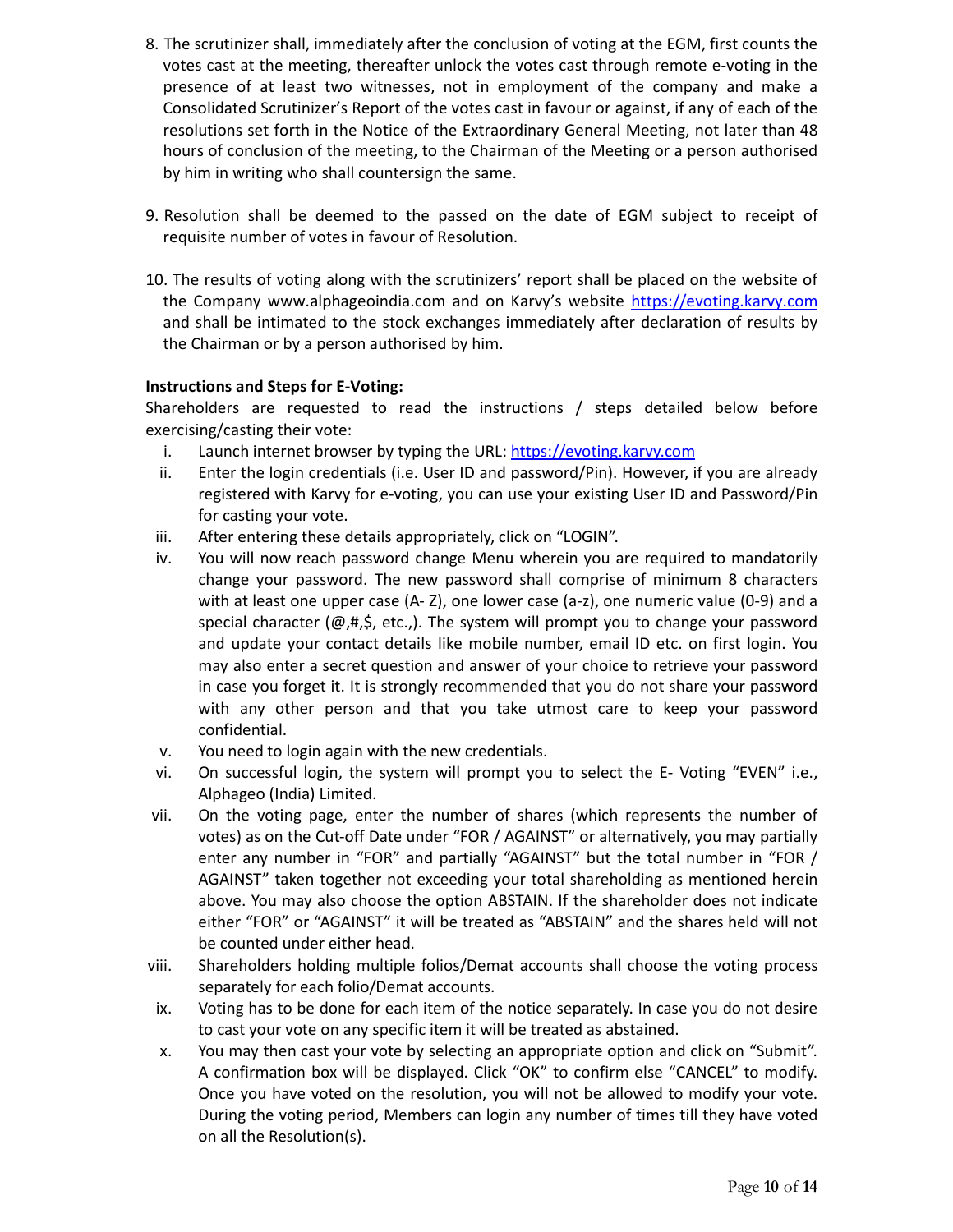8. The scrutinizer shall, immediately after the conclusion of voting at the EGM, first counts the votes cast at the meeting, thereafter unlock the votes cast through remote e-voting in the presence of at least two witnesses, not in employment of the company and make a Consolidated Scrutinizer's Report of the votes cast in favour or against, if any of each of the resolutions set forth in the Notice of the Extraordinary General Meeting, not later than 48 hours of conclusion of the meeting, to the Chairman of the Meeting or a person authorised by him in writing who shall countersign the same.

9. Resolution shall be deemed to the passed on the date of EGM subject to receipt of requisite number of votes in favour of Resolution.

10. The results of voting along with the scrutinizers' report shall be placed on the website of the Company www.alphageoindia.com and on Karvy's website https://evoting.karvy.com and shall be intimated to the stock exchanges immediately after declaration of results by the Chairman or by a person authorised by him.

**Instructions and Steps for E-Voting:**

Shareholders are requested to read the instructions / steps detailed below before exercising/casting their vote:

i. Launch internet browser by typing the URL: https://evoting.karvy.com

ii. Enter the login credentials (i.e. User ID and password/Pin). However, if you are already registered with Karvy for e-voting, you can use your existing User ID and Password/Pin for casting your vote.

iii. After entering these details appropriately, click on "LOGIN".

iv. You will now reach password change Menu wherein you are required to mandatorily change your password. The new password shall comprise of minimum 8 characters with at least one upper case (A- Z), one lower case (a-z), one numeric value (0-9) and a special character (@,#,$, etc.,). The system will prompt you to change your password and update your contact details like mobile number, email ID etc. on first login. You may also enter a secret question and answer of your choice to retrieve your password in case you forget it. It is strongly recommended that you do not share your password with any other person and that you take utmost care to keep your password confidential.

v. You need to login again with the new credentials.

vi. On successful login, the system will prompt you to select the E- Voting "EVEN" i.e., Alphageo (India) Limited.

vii. On the voting page, enter the number of shares (which represents the number of votes) as on the Cut-off Date under "FOR / AGAINST" or alternatively, you may partially enter any number in "FOR" and partially "AGAINST" but the total number in "FOR / AGAINST" taken together not exceeding your total shareholding as mentioned herein above. You may also choose the option ABSTAIN. If the shareholder does not indicate either "FOR" or "AGAINST" it will be treated as "ABSTAIN" and the shares held will not be counted under either head.

viii. Shareholders holding multiple folios/Demat accounts shall choose the voting process separately for each folio/Demat accounts.

ix. Voting has to be done for each item of the notice separately. In case you do not desire to cast your vote on any specific item it will be treated as abstained.

x. You may then cast your vote by selecting an appropriate option and click on "Submit". A confirmation box will be displayed. Click "OK" to confirm else "CANCEL" to modify. Once you have voted on the resolution, you will not be allowed to modify your vote. During the voting period, Members can login any number of times till they have voted on all the Resolution(s).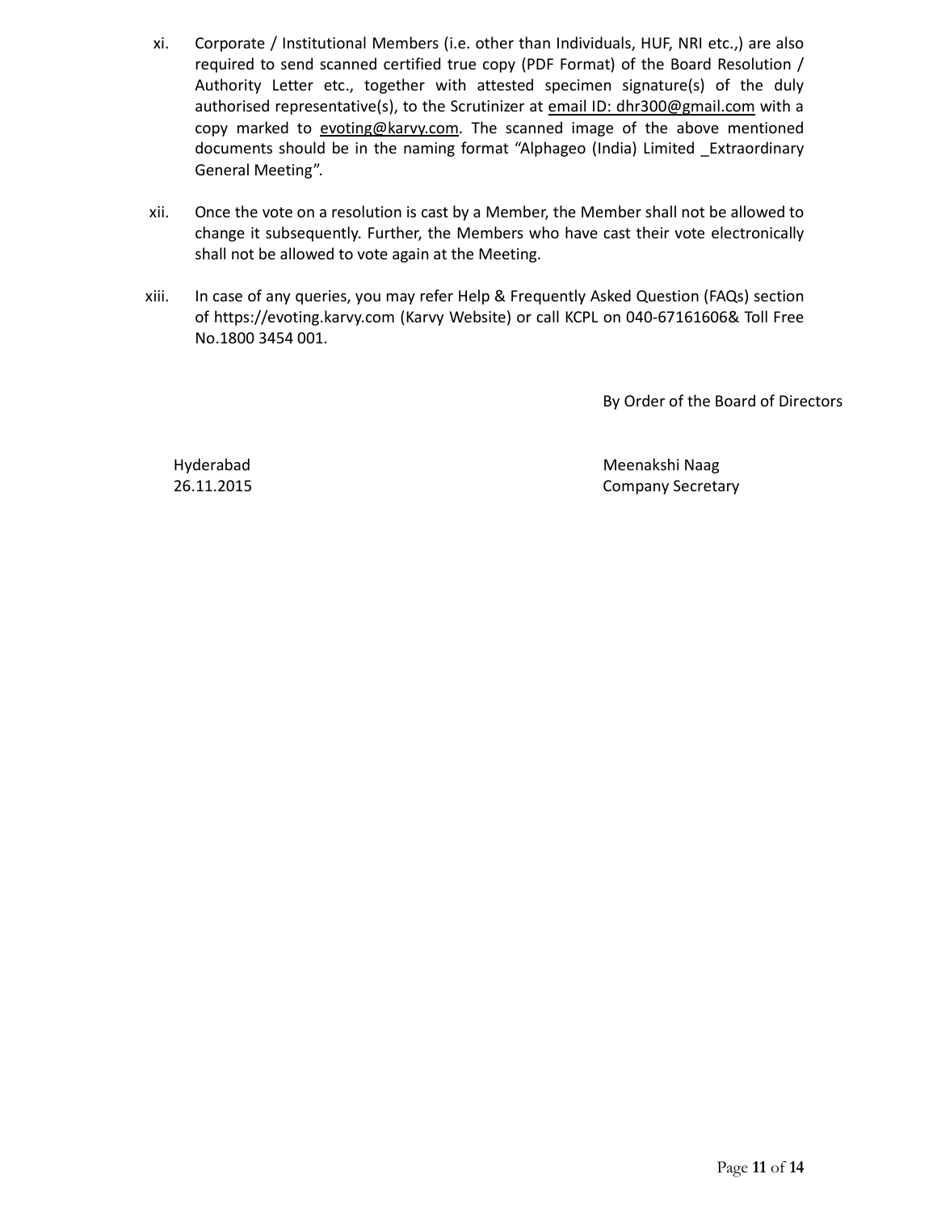xi. Corporate / Institutional Members (i.e. other than Individuals, HUF, NRI etc.,) are also required to send scanned certified true copy (PDF Format) of the Board Resolution / Authority Letter etc., together with attested specimen signature(s) of the duly authorised representative(s), to the Scrutinizer at email ID: dhr300@gmail.com with a copy marked to evoting@karvy.com. The scanned image of the above mentioned documents should be in the naming format "Alphageo (India) Limited _Extraordinary General Meeting".

xii. Once the vote on a resolution is cast by a Member, the Member shall not be allowed to change it subsequently. Further, the Members who have cast their vote electronically shall not be allowed to vote again at the Meeting.

xiii. In case of any queries, you may refer Help & Frequently Asked Question (FAQs) section of https://evoting.karvy.com (Karvy Website) or call KCPL on 040-67161606& Toll Free No.1800 3454 001.

By Order of the Board of Directors

Hyderabad
26.11.2015

Meenakshi Naag
Company Secretary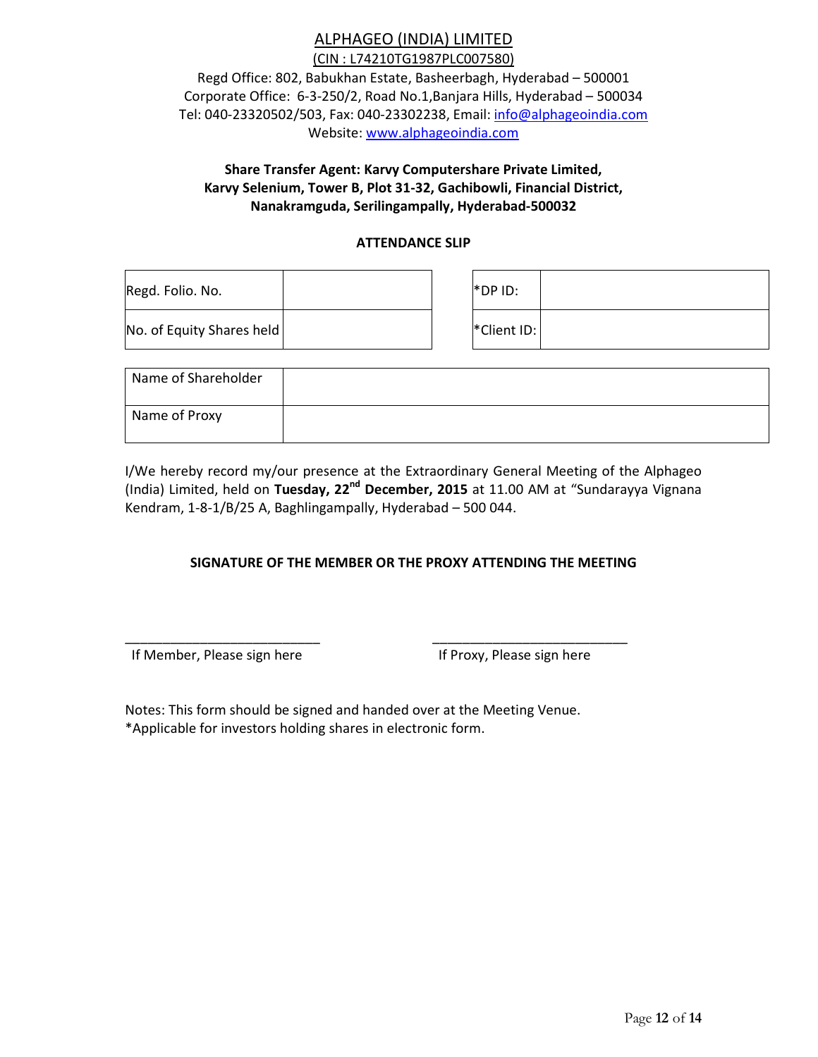# ALPHAGEO (INDIA) LIMITED

(CIN : L74210TG1987PLC007580)

Regd Office: 802, Babukhan Estate, Basheerbagh, Hyderabad – 500001
Corporate Office: 6-3-250/2, Road No.1,Banjara Hills, Hyderabad – 500034
Tel: 040-23320502/503, Fax: 040-23302238, Email: info@alphageoindia.com
Website: www.alphageoindia.com

**Share Transfer Agent: Karvy Computershare Private Limited,
Karvy Selenium, Tower B, Plot 31-32, Gachibowli, Financial District,
Nanakramguda, Serilingampally, Hyderabad-500032**

## ATTENDANCE SLIP

| Regd. Folio. No. | |
|---|---|
| No. of Equity Shares held | |

| *DP ID: | |
|---|---|
| *Client ID: | |

| Name of Shareholder | |
|---|---|
| Name of Proxy | |

I/We hereby record my/our presence at the Extraordinary General Meeting of the Alphageo (India) Limited, held on **Tuesday, 22nd December, 2015** at 11.00 AM at "Sundarayya Vignana Kendram, 1-8-1/B/25 A, Baghlingampally, Hyderabad – 500 044.

**SIGNATURE OF THE MEMBER OR THE PROXY ATTENDING THE MEETING**

\_\_\_\_\_\_\_\_\_\_\_\_\_\_\_\_\_\_\_\_\_\_\_\_\_\_ If Member, Please sign here

\_\_\_\_\_\_\_\_\_\_\_\_\_\_\_\_\_\_\_\_\_\_\_\_\_\_ If Proxy, Please sign here

Notes: This form should be signed and handed over at the Meeting Venue.
*Applicable for investors holding shares in electronic form.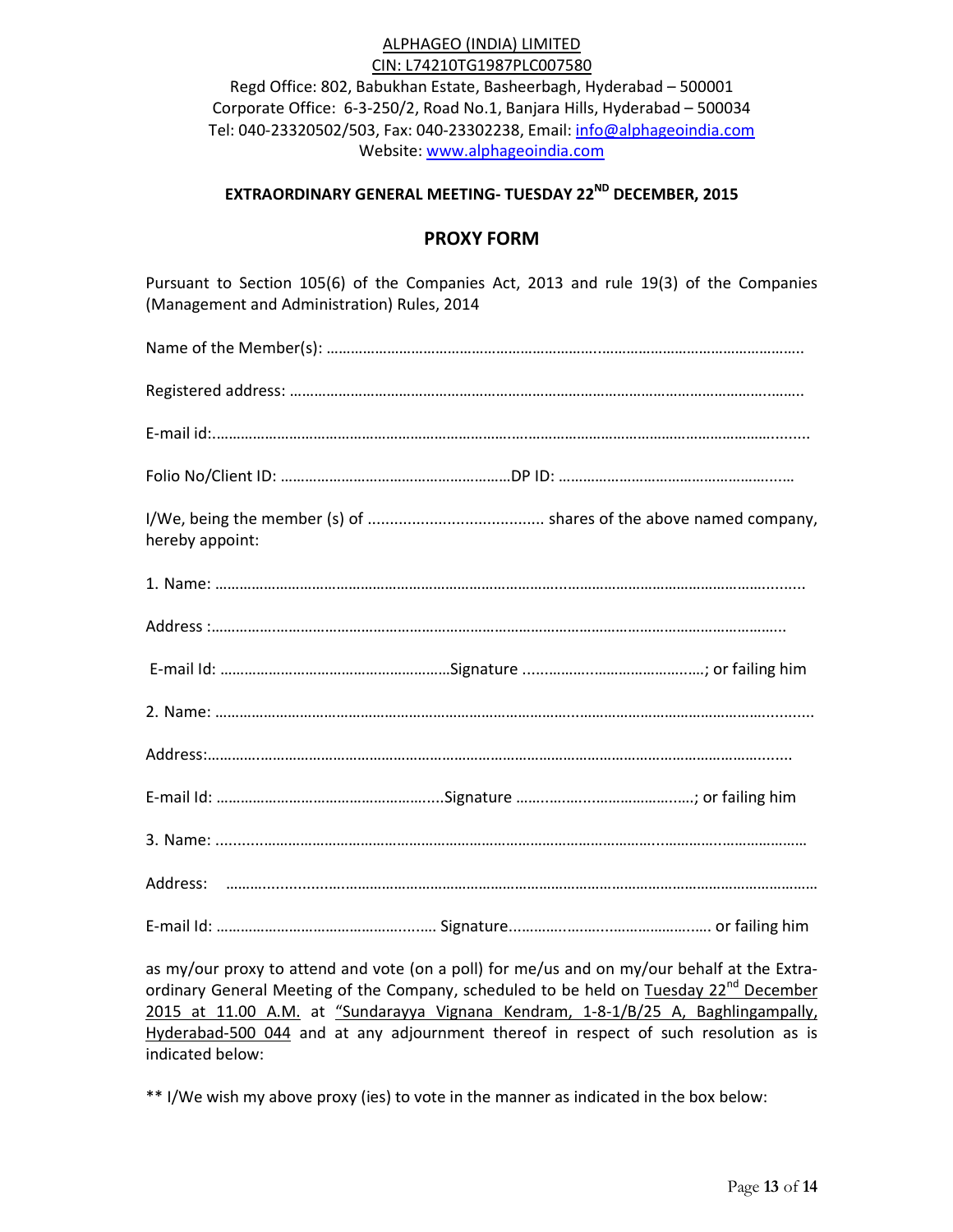<u>ALPHAGEO (INDIA) LIMITED</u>

<u>CIN: L74210TG1987PLC007580</u>

Regd Office: 802, Babukhan Estate, Basheerbagh, Hyderabad – 500001

Corporate Office: 6-3-250/2, Road No.1, Banjara Hills, Hyderabad – 500034

Tel: 040-23320502/503, Fax: 040-23302238, Email: info@alphageoindia.com

Website: www.alphageoindia.com

**EXTRAORDINARY GENERAL MEETING- TUESDAY 22ND DECEMBER, 2015**

## PROXY FORM

Pursuant to Section 105(6) of the Companies Act, 2013 and rule 19(3) of the Companies (Management and Administration) Rules, 2014

Name of the Member(s): ………………………………………………………………………………………………………….

Registered address: ………………………………………………………………………………………………………….

E-mail id:……………………………………………………………………………………………………………………........

Folio No/Client ID: …………………………………………………DP ID: ………………………………………………....…

I/We, being the member (s) of ....................................... shares of the above named company, hereby appoint:

1. Name: ………………………………………………………………………………………………………………........

Address :…………………………………………………………………………………………………………………..

E-mail Id: …………………………………………………Signature ..........…………………………..…; or failing him

2. Name: ………………………………………………………………………………………………………………..........

Address:………………………………………………………………………………………………………………........

E-mail Id: ……………………………………………….....Signature …..……….......…………………..…; or failing him

3. Name: ...........………………………………………………………………………………………………………………

Address: ……….......………………………………………………………………………………………………………

E-mail Id: ……………………………………….....… Signature.......………….………...…………………..…. or failing him

as my/our proxy to attend and vote (on a poll) for me/us and on my/our behalf at the Extra-ordinary General Meeting of the Company, scheduled to be held on <u>Tuesday 22nd December 2015 at 11.00 A.M.</u> at <u>"Sundarayya Vignana Kendram, 1-8-1/B/25 A, Baghlingampally, Hyderabad-500 044</u> and at any adjournment thereof in respect of such resolution as is indicated below:

** I/We wish my above proxy (ies) to vote in the manner as indicated in the box below: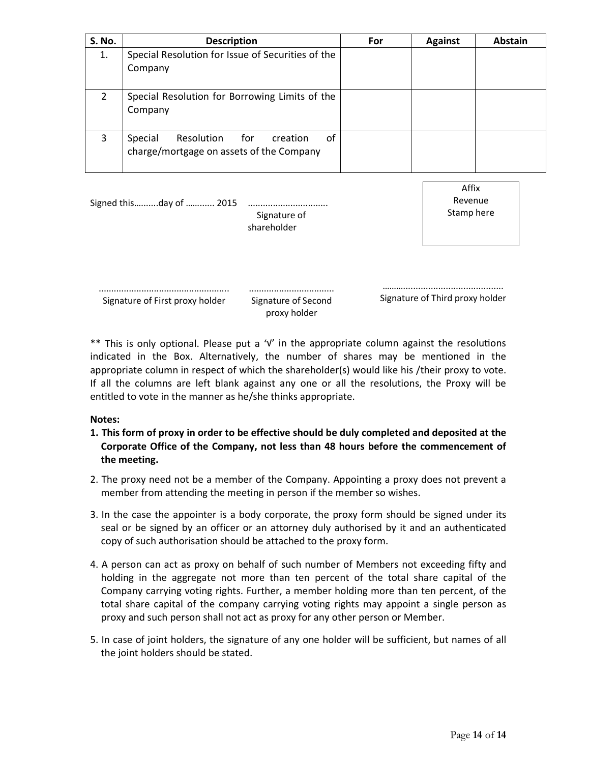| S. No. | Description | For | Against | Abstain |
|---|---|---|---|---|
| 1. | Special Resolution for Issue of Securities of the Company | | | |
| 2 | Special Resolution for Borrowing Limits of the Company | | | |
| 3 | Special Resolution for creation of charge/mortgage on assets of the Company | | | |

Signed this……….day of ……..... 2015 ................................
Signature of shareholder

Affix Revenue Stamp here

.................................................... Signature of First proxy holder

................................. Signature of Second proxy holder

……….......................................... Signature of Third proxy holder

** This is only optional. Please put a '√' in the appropriate column against the resolutions indicated in the Box. Alternatively, the number of shares may be mentioned in the appropriate column in respect of which the shareholder(s) would like his /their proxy to vote. If all the columns are left blank against any one or all the resolutions, the Proxy will be entitled to vote in the manner as he/she thinks appropriate.

**Notes:**

1. **This form of proxy in order to be effective should be duly completed and deposited at the Corporate Office of the Company, not less than 48 hours before the commencement of the meeting.**
2. The proxy need not be a member of the Company. Appointing a proxy does not prevent a member from attending the meeting in person if the member so wishes.
3. In the case the appointer is a body corporate, the proxy form should be signed under its seal or be signed by an officer or an attorney duly authorised by it and an authenticated copy of such authorisation should be attached to the proxy form.
4. A person can act as proxy on behalf of such number of Members not exceeding fifty and holding in the aggregate not more than ten percent of the total share capital of the Company carrying voting rights. Further, a member holding more than ten percent, of the total share capital of the company carrying voting rights may appoint a single person as proxy and such person shall not act as proxy for any other person or Member.
5. In case of joint holders, the signature of any one holder will be sufficient, but names of all the joint holders should be stated.